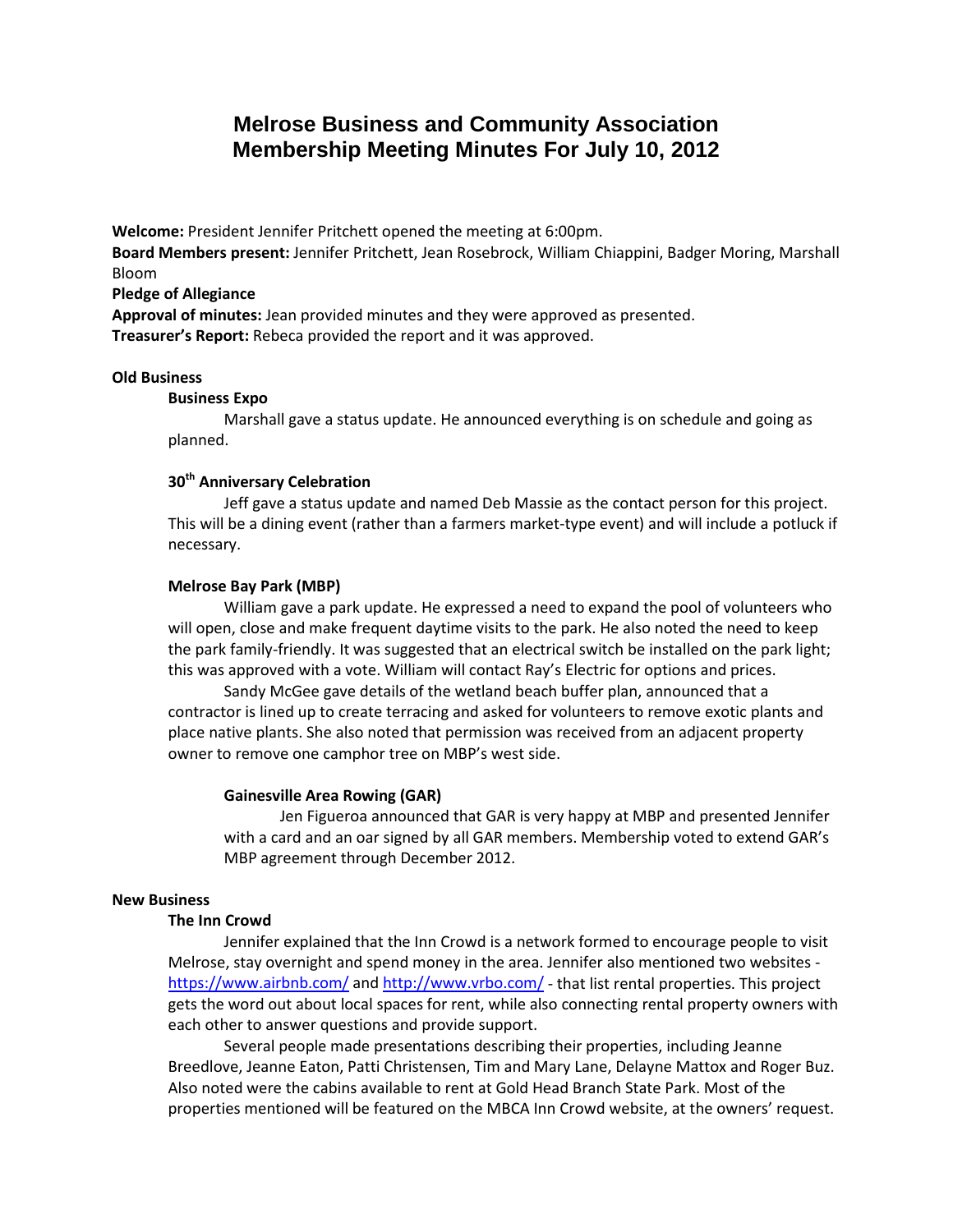# Melrose Business and Community Association
# Membership Meeting Minutes For July 10, 2012

**Welcome:** President Jennifer Pritchett opened the meeting at 6:00pm.
**Board Members present:** Jennifer Pritchett, Jean Rosebrock, William Chiappini, Badger Moring, Marshall Bloom
**Pledge of Allegiance**
**Approval of minutes:** Jean provided minutes and they were approved as presented.
**Treasurer's Report:** Rebeca provided the report and it was approved.

**Old Business**

**Business Expo**

Marshall gave a status update. He announced everything is on schedule and going as planned.

**30th Anniversary Celebration**

Jeff gave a status update and named Deb Massie as the contact person for this project. This will be a dining event (rather than a farmers market-type event) and will include a potluck if necessary.

**Melrose Bay Park (MBP)**

William gave a park update. He expressed a need to expand the pool of volunteers who will open, close and make frequent daytime visits to the park. He also noted the need to keep the park family-friendly. It was suggested that an electrical switch be installed on the park light; this was approved with a vote. William will contact Ray's Electric for options and prices.

Sandy McGee gave details of the wetland beach buffer plan, announced that a contractor is lined up to create terracing and asked for volunteers to remove exotic plants and place native plants. She also noted that permission was received from an adjacent property owner to remove one camphor tree on MBP's west side.

**Gainesville Area Rowing (GAR)**

Jen Figueroa announced that GAR is very happy at MBP and presented Jennifer with a card and an oar signed by all GAR members. Membership voted to extend GAR's MBP agreement through December 2012.

**New Business**

**The Inn Crowd**

Jennifer explained that the Inn Crowd is a network formed to encourage people to visit Melrose, stay overnight and spend money in the area. Jennifer also mentioned two websites - https://www.airbnb.com/ and http://www.vrbo.com/ - that list rental properties. This project gets the word out about local spaces for rent, while also connecting rental property owners with each other to answer questions and provide support.

Several people made presentations describing their properties, including Jeanne Breedlove, Jeanne Eaton, Patti Christensen, Tim and Mary Lane, Delayne Mattox and Roger Buz. Also noted were the cabins available to rent at Gold Head Branch State Park. Most of the properties mentioned will be featured on the MBCA Inn Crowd website, at the owners' request.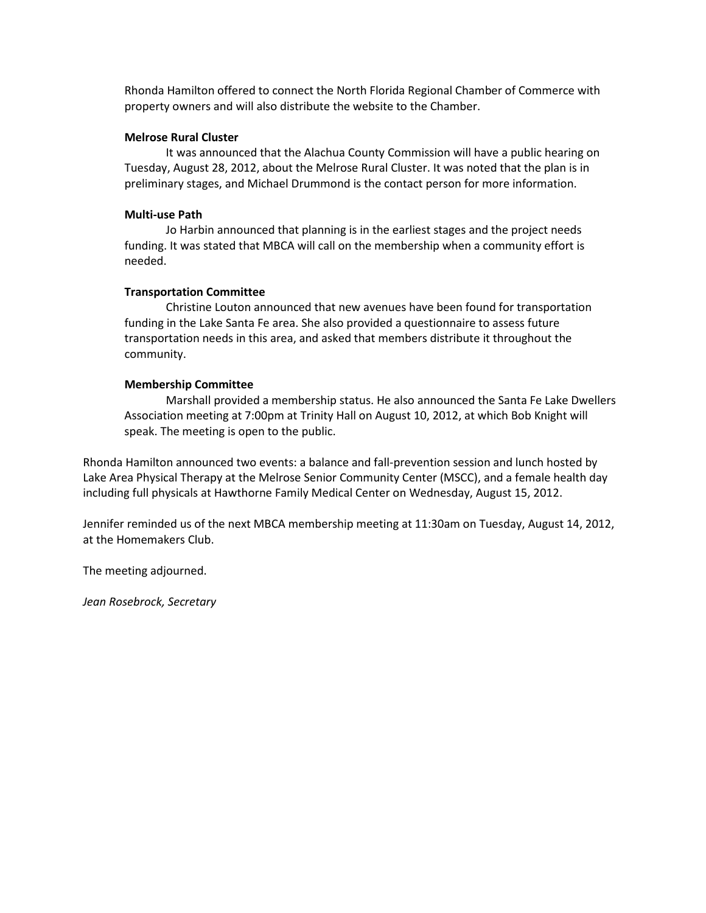Rhonda Hamilton offered to connect the North Florida Regional Chamber of Commerce with property owners and will also distribute the website to the Chamber.

**Melrose Rural Cluster**

It was announced that the Alachua County Commission will have a public hearing on Tuesday, August 28, 2012, about the Melrose Rural Cluster. It was noted that the plan is in preliminary stages, and Michael Drummond is the contact person for more information.

**Multi-use Path**

Jo Harbin announced that planning is in the earliest stages and the project needs funding. It was stated that MBCA will call on the membership when a community effort is needed.

**Transportation Committee**

Christine Louton announced that new avenues have been found for transportation funding in the Lake Santa Fe area. She also provided a questionnaire to assess future transportation needs in this area, and asked that members distribute it throughout the community.

**Membership Committee**

Marshall provided a membership status. He also announced the Santa Fe Lake Dwellers Association meeting at 7:00pm at Trinity Hall on August 10, 2012, at which Bob Knight will speak. The meeting is open to the public.

Rhonda Hamilton announced two events: a balance and fall-prevention session and lunch hosted by Lake Area Physical Therapy at the Melrose Senior Community Center (MSCC), and a female health day including full physicals at Hawthorne Family Medical Center on Wednesday, August 15, 2012.

Jennifer reminded us of the next MBCA membership meeting at 11:30am on Tuesday, August 14, 2012, at the Homemakers Club.

The meeting adjourned.

*Jean Rosebrock, Secretary*